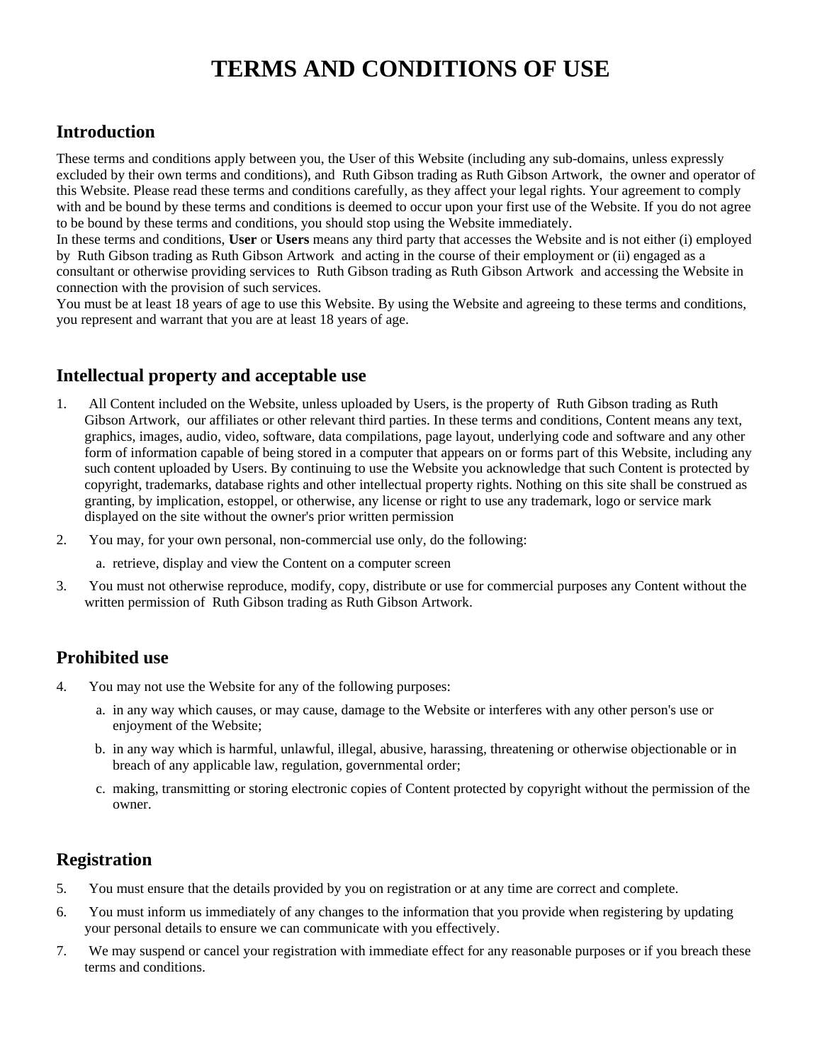# TERMS AND CONDITIONS OF USE

## Introduction

These terms and conditions apply between you, the User of this Website (including any sub-domains, unless expressly excluded by their own terms and conditions), and Ruth Gibson trading as Ruth Gibson Artwork, the owner and operator of this Website. Please read these terms and conditions carefully, as they affect your legal rights. Your agreement to comply with and be bound by these terms and conditions is deemed to occur upon your first use of the Website. If you do not agree to be bound by these terms and conditions, you should stop using the Website immediately.

In these terms and conditions, **User** or **Users** means any third party that accesses the Website and is not either (i) employed by Ruth Gibson trading as Ruth Gibson Artwork and acting in the course of their employment or (ii) engaged as a consultant or otherwise providing services to Ruth Gibson trading as Ruth Gibson Artwork and accessing the Website in connection with the provision of such services.

You must be at least 18 years of age to use this Website. By using the Website and agreeing to these terms and conditions, you represent and warrant that you are at least 18 years of age.

## Intellectual property and acceptable use

1. All Content included on the Website, unless uploaded by Users, is the property of Ruth Gibson trading as Ruth Gibson Artwork, our affiliates or other relevant third parties. In these terms and conditions, Content means any text, graphics, images, audio, video, software, data compilations, page layout, underlying code and software and any other form of information capable of being stored in a computer that appears on or forms part of this Website, including any such content uploaded by Users. By continuing to use the Website you acknowledge that such Content is protected by copyright, trademarks, database rights and other intellectual property rights. Nothing on this site shall be construed as granting, by implication, estoppel, or otherwise, any license or right to use any trademark, logo or service mark displayed on the site without the owner's prior written permission
2. You may, for your own personal, non-commercial use only, do the following:
   a. retrieve, display and view the Content on a computer screen
3. You must not otherwise reproduce, modify, copy, distribute or use for commercial purposes any Content without the written permission of Ruth Gibson trading as Ruth Gibson Artwork.

## Prohibited use

4. You may not use the Website for any of the following purposes:
   a. in any way which causes, or may cause, damage to the Website or interferes with any other person's use or enjoyment of the Website;
   b. in any way which is harmful, unlawful, illegal, abusive, harassing, threatening or otherwise objectionable or in breach of any applicable law, regulation, governmental order;
   c. making, transmitting or storing electronic copies of Content protected by copyright without the permission of the owner.

## Registration

5. You must ensure that the details provided by you on registration or at any time are correct and complete.
6. You must inform us immediately of any changes to the information that you provide when registering by updating your personal details to ensure we can communicate with you effectively.
7. We may suspend or cancel your registration with immediate effect for any reasonable purposes or if you breach these terms and conditions.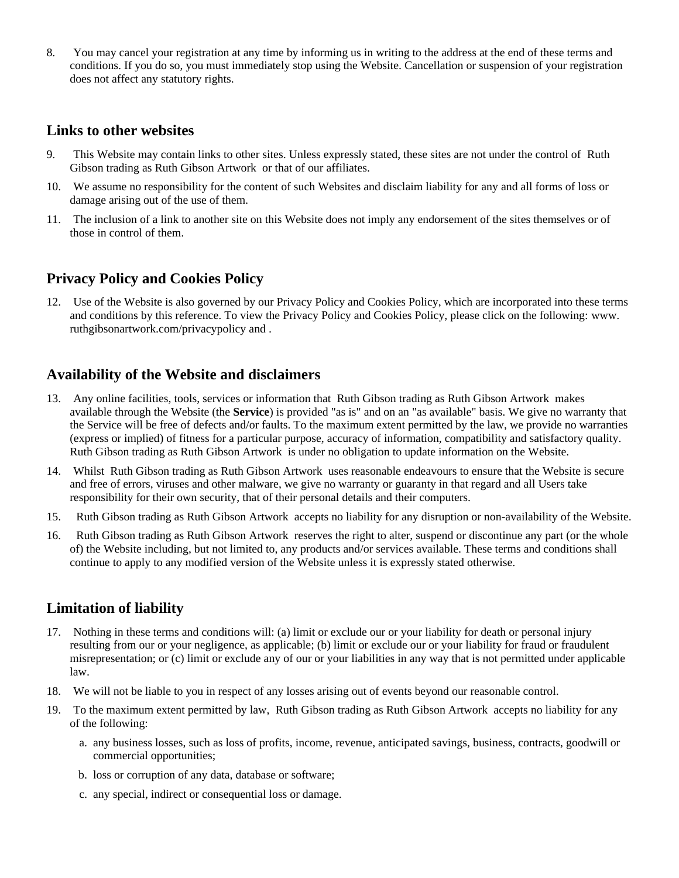8. You may cancel your registration at any time by informing us in writing to the address at the end of these terms and conditions. If you do so, you must immediately stop using the Website. Cancellation or suspension of your registration does not affect any statutory rights.

## Links to other websites

9. This Website may contain links to other sites. Unless expressly stated, these sites are not under the control of Ruth Gibson trading as Ruth Gibson Artwork or that of our affiliates.
10. We assume no responsibility for the content of such Websites and disclaim liability for any and all forms of loss or damage arising out of the use of them.
11. The inclusion of a link to another site on this Website does not imply any endorsement of the sites themselves or of those in control of them.

## Privacy Policy and Cookies Policy

12. Use of the Website is also governed by our Privacy Policy and Cookies Policy, which are incorporated into these terms and conditions by this reference. To view the Privacy Policy and Cookies Policy, please click on the following: www.ruthgibsonartwork.com/privacypolicy and .

## Availability of the Website and disclaimers

13. Any online facilities, tools, services or information that Ruth Gibson trading as Ruth Gibson Artwork makes available through the Website (the **Service**) is provided "as is" and on an "as available" basis. We give no warranty that the Service will be free of defects and/or faults. To the maximum extent permitted by the law, we provide no warranties (express or implied) of fitness for a particular purpose, accuracy of information, compatibility and satisfactory quality. Ruth Gibson trading as Ruth Gibson Artwork is under no obligation to update information on the Website.
14. Whilst Ruth Gibson trading as Ruth Gibson Artwork uses reasonable endeavours to ensure that the Website is secure and free of errors, viruses and other malware, we give no warranty or guaranty in that regard and all Users take responsibility for their own security, that of their personal details and their computers.
15. Ruth Gibson trading as Ruth Gibson Artwork accepts no liability for any disruption or non-availability of the Website.
16. Ruth Gibson trading as Ruth Gibson Artwork reserves the right to alter, suspend or discontinue any part (or the whole of) the Website including, but not limited to, any products and/or services available. These terms and conditions shall continue to apply to any modified version of the Website unless it is expressly stated otherwise.

## Limitation of liability

17. Nothing in these terms and conditions will: (a) limit or exclude our or your liability for death or personal injury resulting from our or your negligence, as applicable; (b) limit or exclude our or your liability for fraud or fraudulent misrepresentation; or (c) limit or exclude any of our or your liabilities in any way that is not permitted under applicable law.
18. We will not be liable to you in respect of any losses arising out of events beyond our reasonable control.
19. To the maximum extent permitted by law, Ruth Gibson trading as Ruth Gibson Artwork accepts no liability for any of the following:
    a. any business losses, such as loss of profits, income, revenue, anticipated savings, business, contracts, goodwill or commercial opportunities;
    b. loss or corruption of any data, database or software;
    c. any special, indirect or consequential loss or damage.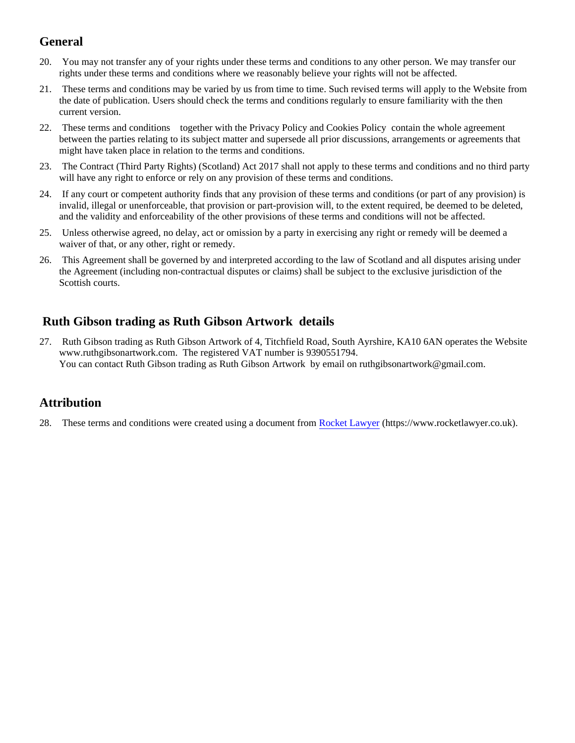## General

20. You may not transfer any of your rights under these terms and conditions to any other person. We may transfer our rights under these terms and conditions where we reasonably believe your rights will not be affected.
21. These terms and conditions may be varied by us from time to time. Such revised terms will apply to the Website from the date of publication. Users should check the terms and conditions regularly to ensure familiarity with the then current version.
22. These terms and conditions together with the Privacy Policy and Cookies Policy contain the whole agreement between the parties relating to its subject matter and supersede all prior discussions, arrangements or agreements that might have taken place in relation to the terms and conditions.
23. The Contract (Third Party Rights) (Scotland) Act 2017 shall not apply to these terms and conditions and no third party will have any right to enforce or rely on any provision of these terms and conditions.
24. If any court or competent authority finds that any provision of these terms and conditions (or part of any provision) is invalid, illegal or unenforceable, that provision or part-provision will, to the extent required, be deemed to be deleted, and the validity and enforceability of the other provisions of these terms and conditions will not be affected.
25. Unless otherwise agreed, no delay, act or omission by a party in exercising any right or remedy will be deemed a waiver of that, or any other, right or remedy.
26. This Agreement shall be governed by and interpreted according to the law of Scotland and all disputes arising under the Agreement (including non-contractual disputes or claims) shall be subject to the exclusive jurisdiction of the Scottish courts.

## Ruth Gibson trading as Ruth Gibson Artwork details

27. Ruth Gibson trading as Ruth Gibson Artwork of 4, Titchfield Road, South Ayrshire, KA10 6AN operates the Website www.ruthgibsonartwork.com. The registered VAT number is 9390551794.
    You can contact Ruth Gibson trading as Ruth Gibson Artwork by email on ruthgibsonartwork@gmail.com.

## Attribution

28. These terms and conditions were created using a document from Rocket Lawyer (https://www.rocketlawyer.co.uk).